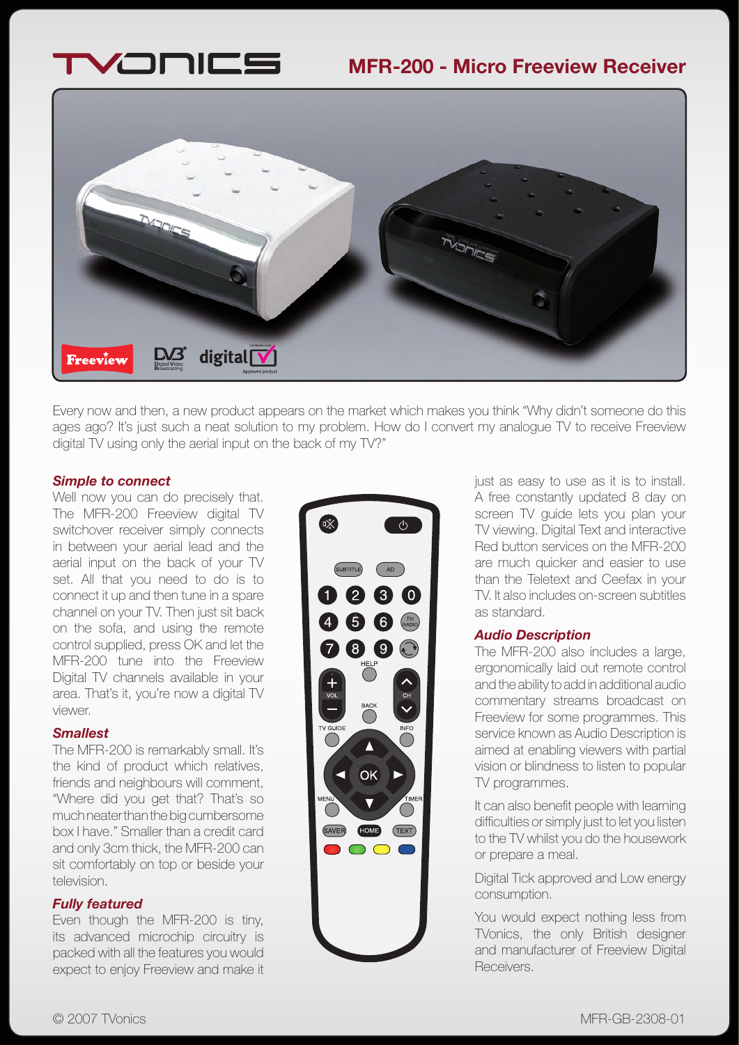# TVONICS

## MFR-200 - Micro Freeview Receiver

Every now and then, a new product appears on the market which makes you think "Why didn't someone do this ages ago? It's just such a neat solution to my problem. How do I convert my analogue TV to receive Freeview digital TV using only the aerial input on the back of my TV?"

### *Simple to connect*

Well now you can do precisely that. The MFR-200 Freeview digital TV switchover receiver simply connects in between your aerial lead and the aerial input on the back of your TV set. All that you need to do is to connect it up and then tune in a spare channel on your TV. Then just sit back on the sofa, and using the remote control supplied, press OK and let the MFR-200 tune into the Freeview Digital TV channels available in your area. That's it, you're now a digital TV viewer.

### *Smallest*

The MFR-200 is remarkably small. It's the kind of product which relatives, friends and neighbours will comment, "Where did you get that? That's so much neater than the big cumbersome box I have." Smaller than a credit card and only 3cm thick, the MFR-200 can sit comfortably on top or beside your television.

### *Fully featured*

Even though the MFR-200 is tiny, its advanced microchip circuitry is packed with all the features you would expect to enjoy Freeview and make it just as easy to use as it is to install. A free constantly updated 8 day on screen TV guide lets you plan your TV viewing. Digital Text and interactive Red button services on the MFR-200 are much quicker and easier to use than the Teletext and Ceefax in your TV. It also includes on-screen subtitles as standard.

### *Audio Description*

The MFR-200 also includes a large, ergonomically laid out remote control and the ability to add in additional audio commentary streams broadcast on Freeview for some programmes. This service known as Audio Description is aimed at enabling viewers with partial vision or blindness to listen to popular TV programmes.

It can also benefit people with learning difficulties or simply just to let you listen to the TV whilst you do the housework or prepare a meal.

Digital Tick approved and Low energy consumption.

You would expect nothing less from TVonics, the only British designer and manufacturer of Freeview Digital Receivers.

© 2007 TVonics

MFR-GB-2308-01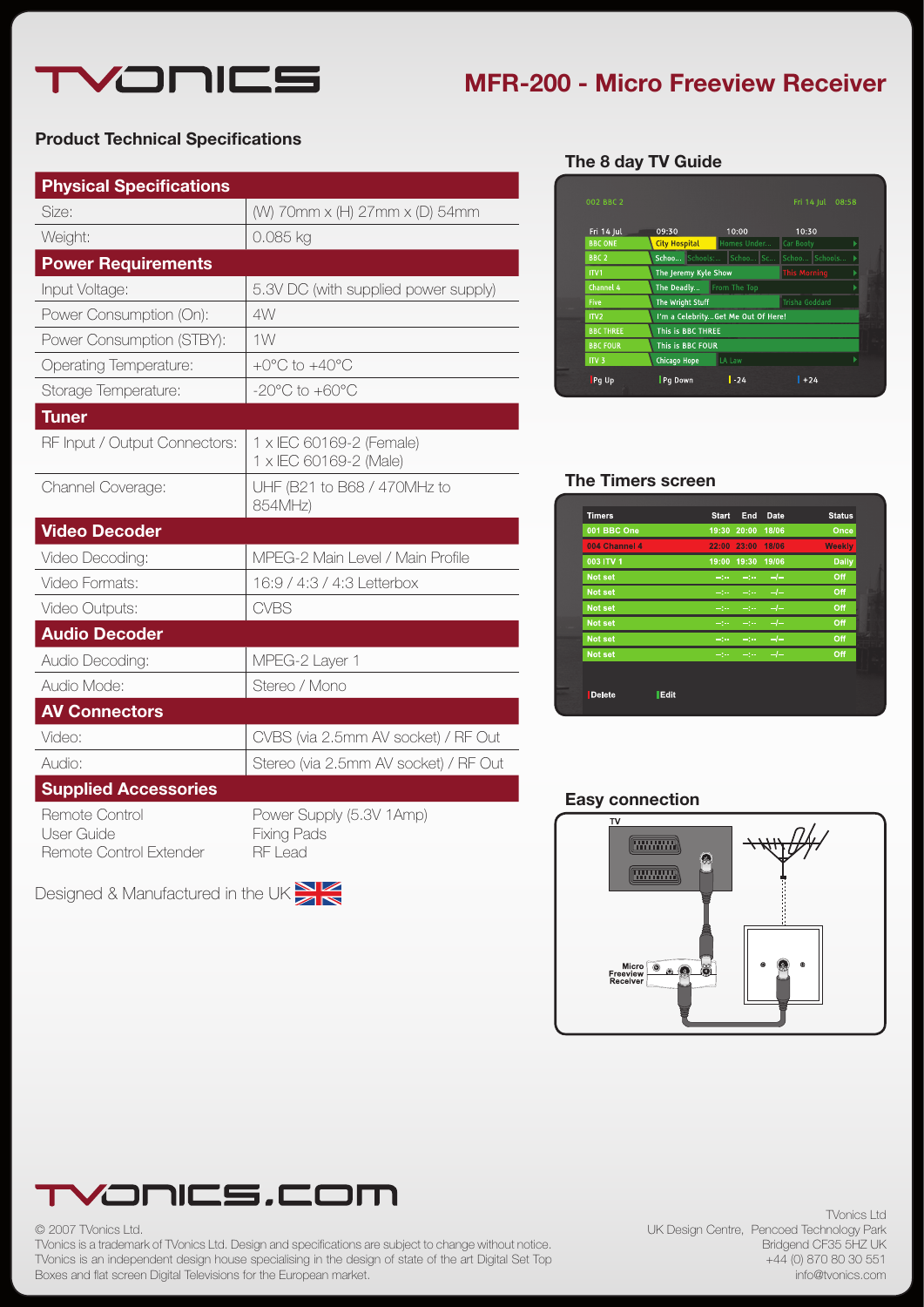# TVONICS

## MFR-200 - Micro Freeview Receiver

### Product Technical Specifications

| Physical Specifications | |
|---|---|
| Size: | (W) 70mm x (H) 27mm x (D) 54mm |
| Weight: | 0.085 kg |
| **Power Requirements** | |
| Input Voltage: | 5.3V DC (with supplied power supply) |
| Power Consumption (On): | 4W |
| Power Consumption (STBY): | 1W |
| Operating Temperature: | +0°C to +40°C |
| Storage Temperature: | -20°C to +60°C |
| **Tuner** | |
| RF Input / Output Connectors: | 1 x IEC 60169-2 (Female)<br>1 x IEC 60169-2 (Male) |
| Channel Coverage: | UHF (B21 to B68 / 470MHz to 854MHz) |
| **Video Decoder** | |
| Video Decoding: | MPEG-2 Main Level / Main Profile |
| Video Formats: | 16:9 / 4:3 / 4:3 Letterbox |
| Video Outputs: | CVBS |
| **Audio Decoder** | |
| Audio Decoding: | MPEG-2 Layer 1 |
| Audio Mode: | Stereo / Mono |
| **AV Connectors** | |
| Video: | CVBS (via 2.5mm AV socket) / RF Out |
| Audio: | Stereo (via 2.5mm AV socket) / RF Out |
| **Supplied Accessories** | |
| Remote Control | Power Supply (5.3V 1Amp) |
| User Guide | Fixing Pads |
| Remote Control Extender | RF Lead |

Designed & Manufactured in the UK

### The 8 day TV Guide

### The Timers screen

### Easy connection

TV

Micro Freeview Receiver

# TVONICS.COM

© 2007 TVonics Ltd.
TVonics is a trademark of TVonics Ltd. Design and specifications are subject to change without notice.
TVonics is an independent design house specialising in the design of state of the art Digital Set Top Boxes and flat screen Digital Televisions for the European market.

TVonics Ltd
UK Design Centre, Pencoed Technology Park
Bridgend CF35 5HZ UK
+44 (0) 870 80 30 551
info@tvonics.com